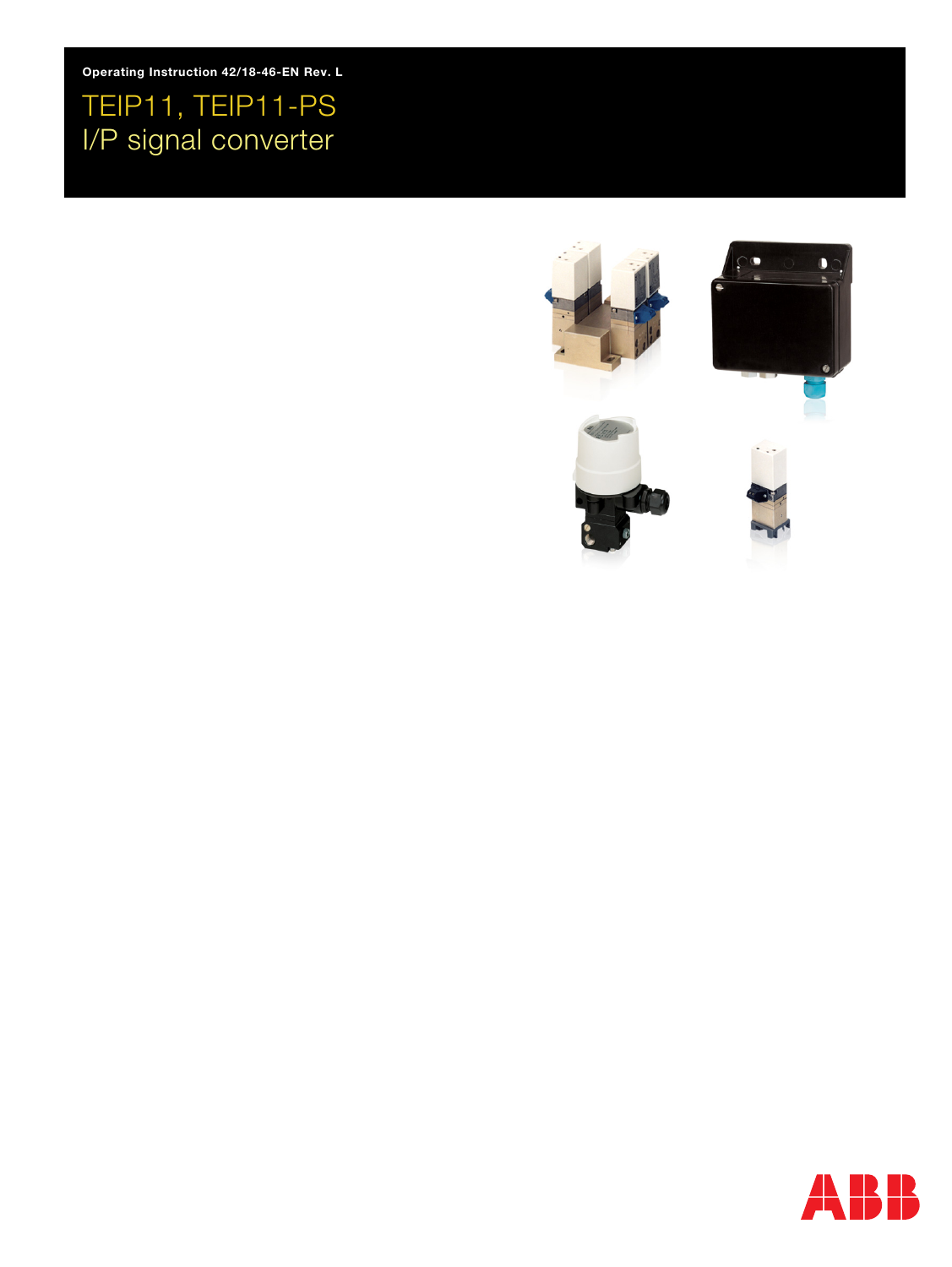Operating Instruction 42/18-46-EN Rev. L

# TEIP11, TEIP11-PS
# I/P signal converter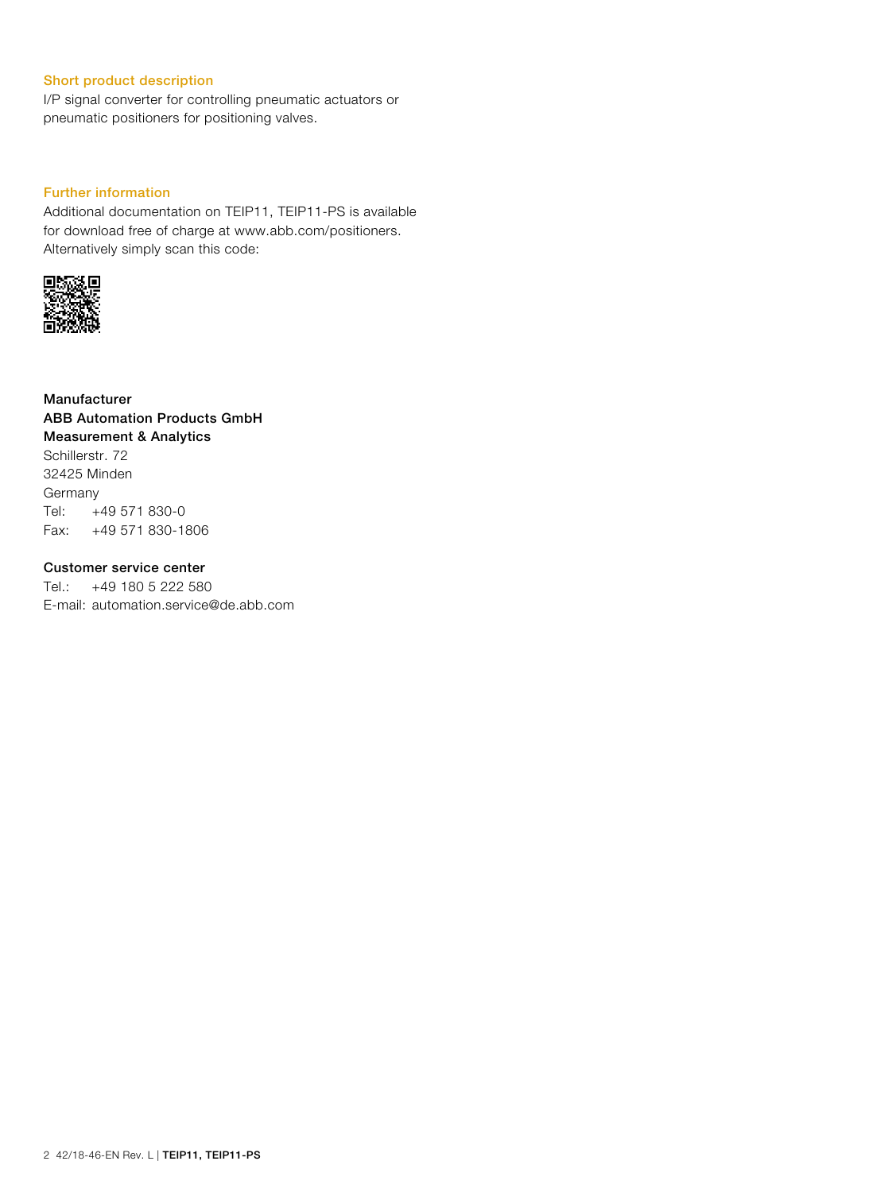## Short product description

I/P signal converter for controlling pneumatic actuators or pneumatic positioners for positioning valves.

## Further information

Additional documentation on TEIP11, TEIP11-PS is available for download free of charge at www.abb.com/positioners. Alternatively simply scan this code:

**Manufacturer**
**ABB Automation Products GmbH**
**Measurement & Analytics**
Schillerstr. 72
32425 Minden
Germany
Tel: +49 571 830-0
Fax: +49 571 830-1806

**Customer service center**
Tel.: +49 180 5 222 580
E-mail: automation.service@de.abb.com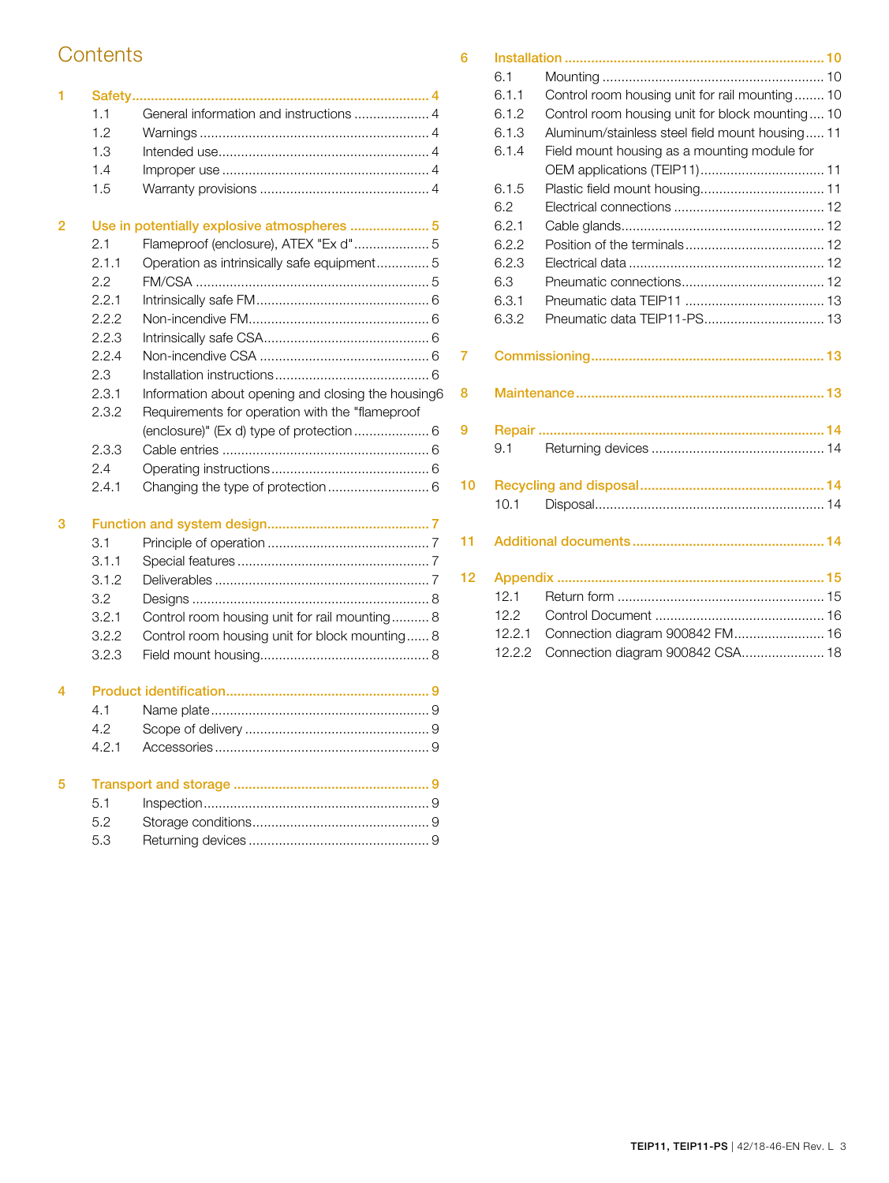# Contents

**1 Safety** .... 4
- 1.1 General information and instructions .... 4
- 1.2 Warnings .... 4
- 1.3 Intended use .... 4
- 1.4 Improper use .... 4
- 1.5 Warranty provisions .... 4

**2 Use in potentially explosive atmospheres** .... 5
- 2.1 Flameproof (enclosure), ATEX "Ex d" .... 5
- 2.1.1 Operation as intrinsically safe equipment .... 5
- 2.2 FM/CSA .... 5
- 2.2.1 Intrinsically safe FM .... 6
- 2.2.2 Non-incendive FM .... 6
- 2.2.3 Intrinsically safe CSA .... 6
- 2.2.4 Non-incendive CSA .... 6
- 2.3 Installation instructions .... 6
- 2.3.1 Information about opening and closing the housing .... 6
- 2.3.2 Requirements for operation with the "flameproof (enclosure)" (Ex d) type of protection .... 6
- 2.3.3 Cable entries .... 6
- 2.4 Operating instructions .... 6
- 2.4.1 Changing the type of protection .... 6

**3 Function and system design** .... 7
- 3.1 Principle of operation .... 7
- 3.1.1 Special features .... 7
- 3.1.2 Deliverables .... 7
- 3.2 Designs .... 8
- 3.2.1 Control room housing unit for rail mounting .... 8
- 3.2.2 Control room housing unit for block mounting .... 8
- 3.2.3 Field mount housing .... 8

**4 Product identification** .... 9
- 4.1 Name plate .... 9
- 4.2 Scope of delivery .... 9
- 4.2.1 Accessories .... 9

**5 Transport and storage** .... 9
- 5.1 Inspection .... 9
- 5.2 Storage conditions .... 9
- 5.3 Returning devices .... 9

**6 Installation** .... 10
- 6.1 Mounting .... 10
- 6.1.1 Control room housing unit for rail mounting .... 10
- 6.1.2 Control room housing unit for block mounting .... 10
- 6.1.3 Aluminum/stainless steel field mount housing .... 11
- 6.1.4 Field mount housing as a mounting module for OEM applications (TEIP11) .... 11
- 6.1.5 Plastic field mount housing .... 11
- 6.2 Electrical connections .... 12
- 6.2.1 Cable glands .... 12
- 6.2.2 Position of the terminals .... 12
- 6.2.3 Electrical data .... 12
- 6.3 Pneumatic connections .... 12
- 6.3.1 Pneumatic data TEIP11 .... 13
- 6.3.2 Pneumatic data TEIP11-PS .... 13

**7 Commissioning** .... 13

**8 Maintenance** .... 13

**9 Repair** .... 14
- 9.1 Returning devices .... 14

**10 Recycling and disposal** .... 14
- 10.1 Disposal .... 14

**11 Additional documents** .... 14

**12 Appendix** .... 15
- 12.1 Return form .... 15
- 12.2 Control Document .... 16
- 12.2.1 Connection diagram 900842 FM .... 16
- 12.2.2 Connection diagram 900842 CSA .... 18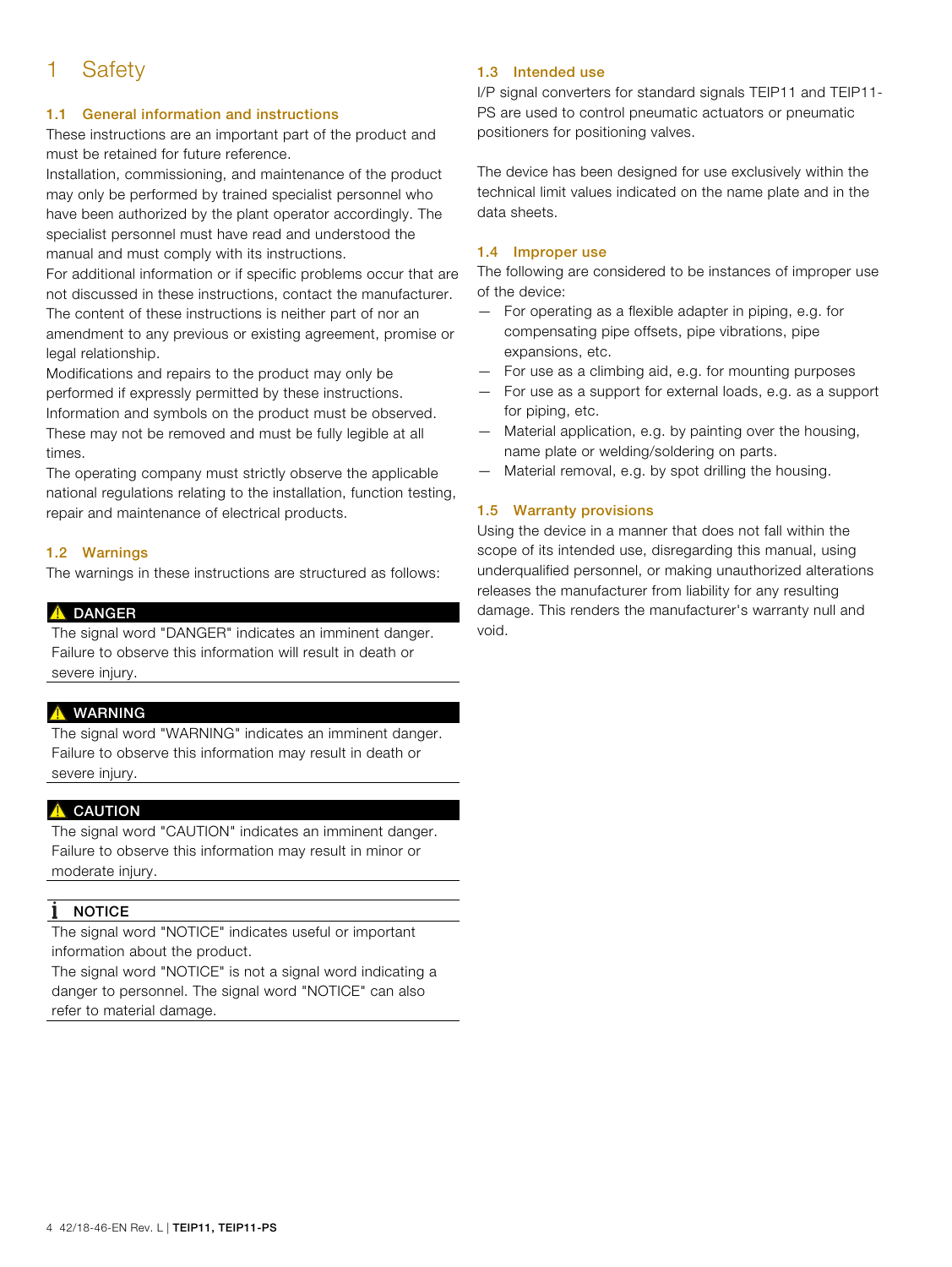# 1 Safety

## 1.1 General information and instructions

These instructions are an important part of the product and must be retained for future reference.

Installation, commissioning, and maintenance of the product may only be performed by trained specialist personnel who have been authorized by the plant operator accordingly. The specialist personnel must have read and understood the manual and must comply with its instructions.

For additional information or if specific problems occur that are not discussed in these instructions, contact the manufacturer.

The content of these instructions is neither part of nor an amendment to any previous or existing agreement, promise or legal relationship.

Modifications and repairs to the product may only be performed if expressly permitted by these instructions.

Information and symbols on the product must be observed. These may not be removed and must be fully legible at all times.

The operating company must strictly observe the applicable national regulations relating to the installation, function testing, repair and maintenance of electrical products.

## 1.2 Warnings

The warnings in these instructions are structured as follows:

**⚠ DANGER**

The signal word "DANGER" indicates an imminent danger. Failure to observe this information will result in death or severe injury.

**⚠ WARNING**

The signal word "WARNING" indicates an imminent danger. Failure to observe this information may result in death or severe injury.

**⚠ CAUTION**

The signal word "CAUTION" indicates an imminent danger. Failure to observe this information may result in minor or moderate injury.

**ℹ NOTICE**

The signal word "NOTICE" indicates useful or important information about the product.

The signal word "NOTICE" is not a signal word indicating a danger to personnel. The signal word "NOTICE" can also refer to material damage.

## 1.3 Intended use

I/P signal converters for standard signals TEIP11 and TEIP11-PS are used to control pneumatic actuators or pneumatic positioners for positioning valves.

The device has been designed for use exclusively within the technical limit values indicated on the name plate and in the data sheets.

## 1.4 Improper use

The following are considered to be instances of improper use of the device:

- For operating as a flexible adapter in piping, e.g. for compensating pipe offsets, pipe vibrations, pipe expansions, etc.
- For use as a climbing aid, e.g. for mounting purposes
- For use as a support for external loads, e.g. as a support for piping, etc.
- Material application, e.g. by painting over the housing, name plate or welding/soldering on parts.
- Material removal, e.g. by spot drilling the housing.

## 1.5 Warranty provisions

Using the device in a manner that does not fall within the scope of its intended use, disregarding this manual, using underqualified personnel, or making unauthorized alterations releases the manufacturer from liability for any resulting damage. This renders the manufacturer's warranty null and void.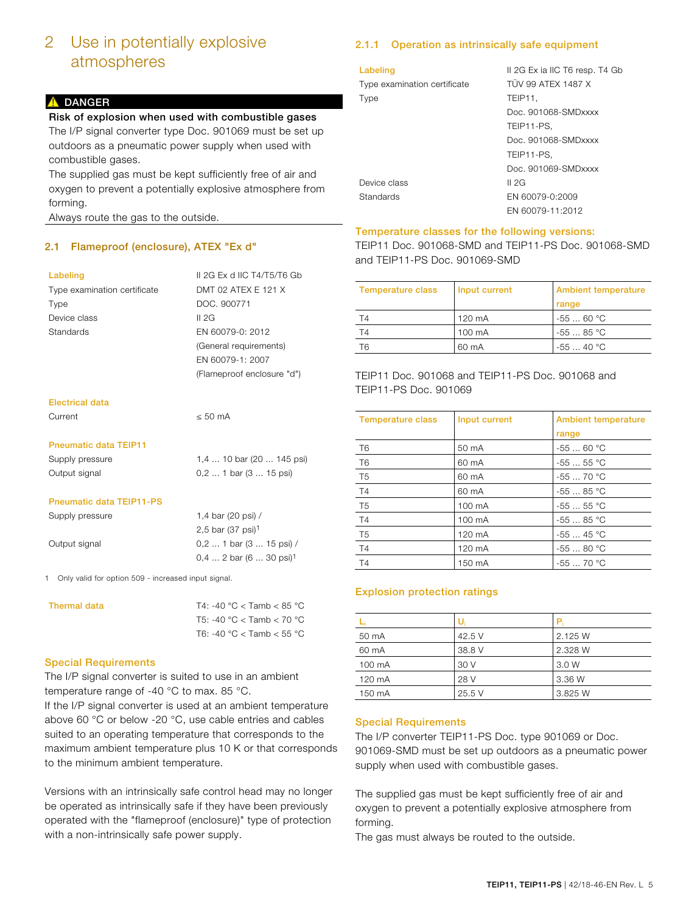# 2 Use in potentially explosive atmospheres

**⚠ DANGER**

**Risk of explosion when used with combustible gases**

The I/P signal converter type Doc. 901069 must be set up outdoors as a pneumatic power supply when used with combustible gases.

The supplied gas must be kept sufficiently free of air and oxygen to prevent a potentially explosive atmosphere from forming.

Always route the gas to the outside.

## 2.1 Flameproof (enclosure), ATEX "Ex d"

| Labeling | II 2G Ex d IIC T4/T5/T6 Gb |
|---|---|
| Type examination certificate | DMT 02 ATEX E 121 X |
| Type | DOC. 900771 |
| Device class | II 2G |
| Standards | EN 60079-0: 2012 (General requirements) EN 60079-1: 2007 (Flameproof enclosure "d") |

**Electrical data**

| Current | ≤ 50 mA |
|---|---|

**Pneumatic data TEIP11**

| Supply pressure | 1,4 … 10 bar (20 … 145 psi) |
|---|---|
| Output signal | 0,2 … 1 bar (3 … 15 psi) |

**Pneumatic data TEIP11-PS**

| Supply pressure | 1,4 bar (20 psi) / 2,5 bar (37 psi)[1] |
|---|---|
| Output signal | 0,2 … 1 bar (3 … 15 psi) / 0,4 … 2 bar (6 … 30 psi)[1] |

1 Only valid for option 509 - increased input signal.

| Thermal data | T4: -40 °C < Tamb < 85 °C T5: -40 °C < Tamb < 70 °C T6: -40 °C < Tamb < 55 °C |
|---|---|

### Special Requirements

The I/P signal converter is suited to use in an ambient temperature range of -40 °C to max. 85 °C.

If the I/P signal converter is used at an ambient temperature above 60 °C or below -20 °C, use cable entries and cables suited to an operating temperature that corresponds to the maximum ambient temperature plus 10 K or that corresponds to the minimum ambient temperature.

Versions with an intrinsically safe control head may no longer be operated as intrinsically safe if they have been previously operated with the "flameproof (enclosure)" type of protection with a non-intrinsically safe power supply.

### 2.1.1 Operation as intrinsically safe equipment

| Labeling | II 2G Ex ia IIC T6 resp. T4 Gb |
|---|---|
| Type examination certificate | TÜV 99 ATEX 1487 X |
| Type | TEIP11, Doc. 901068-SMDxxxx TEIP11-PS, Doc. 901068-SMDxxxx TEIP11-PS, Doc. 901069-SMDxxxx |
| Device class | II 2G |
| Standards | EN 60079-0:2009 EN 60079-11:2012 |

**Temperature classes for the following versions:**

TEIP11 Doc. 901068-SMD and TEIP11-PS Doc. 901068-SMD and TEIP11-PS Doc. 901069-SMD

| Temperature class | Input current | Ambient temperature range |
|---|---|---|
| T4 | 120 mA | -55 … 60 °C |
| T4 | 100 mA | -55 … 85 °C |
| T6 | 60 mA | -55 … 40 °C |

TEIP11 Doc. 901068 and TEIP11-PS Doc. 901068 and TEIP11-PS Doc. 901069

| Temperature class | Input current | Ambient temperature range |
|---|---|---|
| T6 | 50 mA | -55 … 60 °C |
| T6 | 60 mA | -55 … 55 °C |
| T5 | 60 mA | -55 … 70 °C |
| T4 | 60 mA | -55 … 85 °C |
| T5 | 100 mA | -55 … 55 °C |
| T4 | 100 mA | -55 … 85 °C |
| T5 | 120 mA | -55 … 45 °C |
| T4 | 120 mA | -55 … 80 °C |
| T4 | 150 mA | -55 … 70 °C |

**Explosion protection ratings**

| $I_i$ | $U_i$ | $P_i$ |
|---|---|---|
| 50 mA | 42.5 V | 2.125 W |
| 60 mA | 38.8 V | 2.328 W |
| 100 mA | 30 V | 3.0 W |
| 120 mA | 28 V | 3.36 W |
| 150 mA | 25.5 V | 3.825 W |

**Special Requirements**

The I/P converter TEIP11-PS Doc. type 901069 or Doc. 901069-SMD must be set up outdoors as a pneumatic power supply when used with combustible gases.

The supplied gas must be kept sufficiently free of air and oxygen to prevent a potentially explosive atmosphere from forming.

The gas must always be routed to the outside.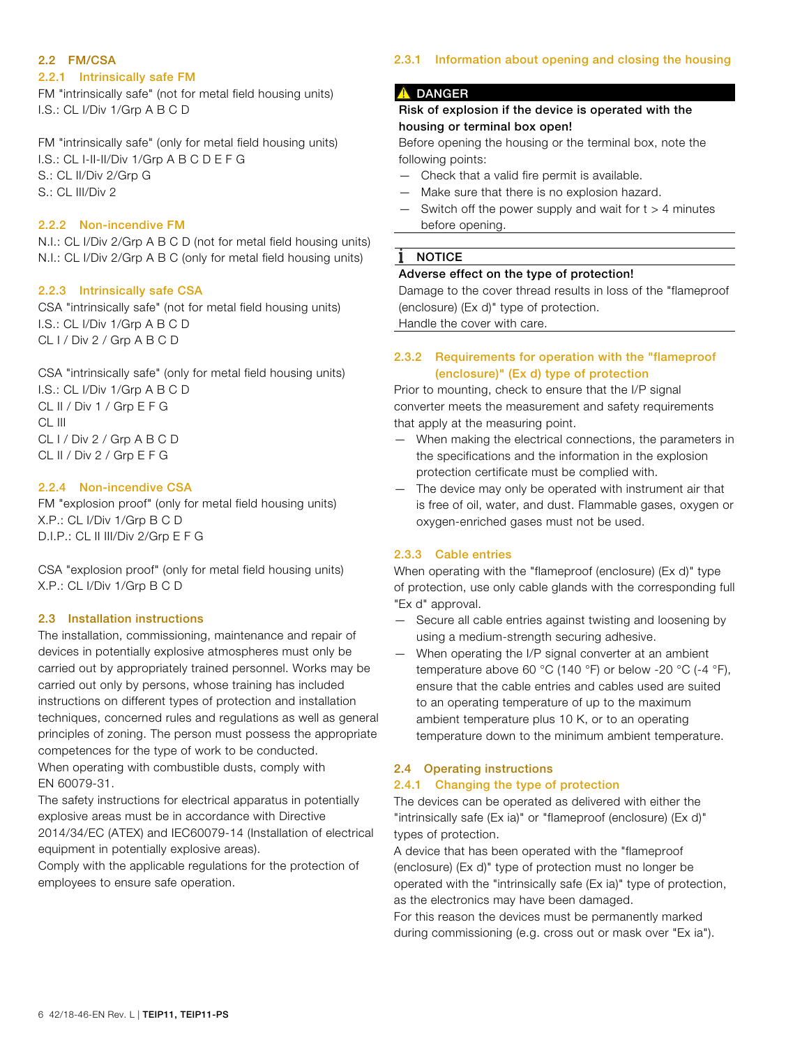## 2.2 FM/CSA

### 2.2.1 Intrinsically safe FM

FM "intrinsically safe" (not for metal field housing units)
I.S.: CL I/Div 1/Grp A B C D

FM "intrinsically safe" (only for metal field housing units)
I.S.: CL I-II-II/Div 1/Grp A B C D E F G
S.: CL II/Div 2/Grp G
S.: CL III/Div 2

### 2.2.2 Non-incendive FM

N.I.: CL I/Div 2/Grp A B C D (not for metal field housing units)
N.I.: CL I/Div 2/Grp A B C (only for metal field housing units)

### 2.2.3 Intrinsically safe CSA

CSA "intrinsically safe" (not for metal field housing units)
I.S.: CL I/Div 1/Grp A B C D
CL I / Div 2 / Grp A B C D

CSA "intrinsically safe" (only for metal field housing units)
I.S.: CL I/Div 1/Grp A B C D
CL II / Div 1 / Grp E F G
CL III
CL I / Div 2 / Grp A B C D
CL II / Div 2 / Grp E F G

### 2.2.4 Non-incendive CSA

FM "explosion proof" (only for metal field housing units)
X.P.: CL I/Div 1/Grp B C D
D.I.P.: CL II III/Div 2/Grp E F G

CSA "explosion proof" (only for metal field housing units)
X.P.: CL I/Div 1/Grp B C D

## 2.3 Installation instructions

The installation, commissioning, maintenance and repair of devices in potentially explosive atmospheres must only be carried out by appropriately trained personnel. Works may be carried out only by persons, whose training has included instructions on different types of protection and installation techniques, concerned rules and regulations as well as general principles of zoning. The person must possess the appropriate competences for the type of work to be conducted.
When operating with combustible dusts, comply with EN 60079-31.
The safety instructions for electrical apparatus in potentially explosive areas must be in accordance with Directive 2014/34/EC (ATEX) and IEC60079-14 (Installation of electrical equipment in potentially explosive areas).
Comply with the applicable regulations for the protection of employees to ensure safe operation.

### 2.3.1 Information about opening and closing the housing

**⚠ DANGER**

**Risk of explosion if the device is operated with the housing or terminal box open!**

Before opening the housing or the terminal box, note the following points:

- Check that a valid fire permit is available.
- Make sure that there is no explosion hazard.
- Switch off the power supply and wait for t > 4 minutes before opening.

**NOTICE**

**Adverse effect on the type of protection!**

Damage to the cover thread results in loss of the "flameproof (enclosure) (Ex d)" type of protection.
Handle the cover with care.

### 2.3.2 Requirements for operation with the "flameproof (enclosure)" (Ex d) type of protection

Prior to mounting, check to ensure that the I/P signal converter meets the measurement and safety requirements that apply at the measuring point.

- When making the electrical connections, the parameters in the specifications and the information in the explosion protection certificate must be complied with.
- The device may only be operated with instrument air that is free of oil, water, and dust. Flammable gases, oxygen or oxygen-enriched gases must not be used.

### 2.3.3 Cable entries

When operating with the "flameproof (enclosure) (Ex d)" type of protection, use only cable glands with the corresponding full "Ex d" approval.

- Secure all cable entries against twisting and loosening by using a medium-strength securing adhesive.
- When operating the I/P signal converter at an ambient temperature above 60 °C (140 °F) or below -20 °C (-4 °F), ensure that the cable entries and cables used are suited to an operating temperature of up to the maximum ambient temperature plus 10 K, or to an operating temperature down to the minimum ambient temperature.

## 2.4 Operating instructions

### 2.4.1 Changing the type of protection

The devices can be operated as delivered with either the "intrinsically safe (Ex ia)" or "flameproof (enclosure) (Ex d)" types of protection.
A device that has been operated with the "flameproof (enclosure) (Ex d)" type of protection must no longer be operated with the "intrinsically safe (Ex ia)" type of protection, as the electronics may have been damaged.
For this reason the devices must be permanently marked during commissioning (e.g. cross out or mask over "Ex ia").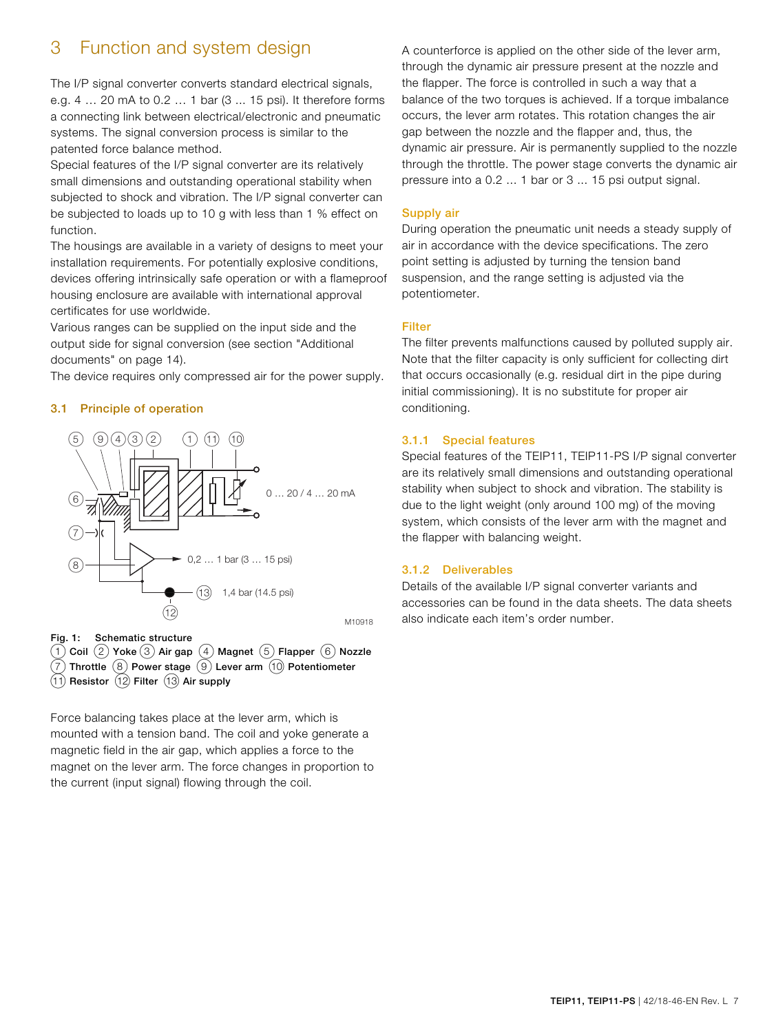# 3 Function and system design

The I/P signal converter converts standard electrical signals, e.g. 4 … 20 mA to 0.2 … 1 bar (3 ... 15 psi). It therefore forms a connecting link between electrical/electronic and pneumatic systems. The signal conversion process is similar to the patented force balance method.

Special features of the I/P signal converter are its relatively small dimensions and outstanding operational stability when subjected to shock and vibration. The I/P signal converter can be subjected to loads up to 10 g with less than 1 % effect on function.

The housings are available in a variety of designs to meet your installation requirements. For potentially explosive conditions, devices offering intrinsically safe operation or with a flameproof housing enclosure are available with international approval certificates for use worldwide.

Various ranges can be supplied on the input side and the output side for signal conversion (see section "Additional documents" on page 14).

The device requires only compressed air for the power supply.

## 3.1 Principle of operation

0 … 20 / 4 … 20 mA

0,2 … 1 bar (3 … 15 psi)

1,4 bar (14.5 psi)

M10918

**Fig. 1: Schematic structure**
**(1) Coil (2) Yoke (3) Air gap (4) Magnet (5) Flapper (6) Nozzle (7) Throttle (8) Power stage (9) Lever arm (10) Potentiometer (11) Resistor (12) Filter (13) Air supply**

Force balancing takes place at the lever arm, which is mounted with a tension band. The coil and yoke generate a magnetic field in the air gap, which applies a force to the magnet on the lever arm. The force changes in proportion to the current (input signal) flowing through the coil.

A counterforce is applied on the other side of the lever arm, through the dynamic air pressure present at the nozzle and the flapper. The force is controlled in such a way that a balance of the two torques is achieved. If a torque imbalance occurs, the lever arm rotates. This rotation changes the air gap between the nozzle and the flapper and, thus, the dynamic air pressure. Air is permanently supplied to the nozzle through the throttle. The power stage converts the dynamic air pressure into a 0.2 ... 1 bar or 3 ... 15 psi output signal.

### Supply air

During operation the pneumatic unit needs a steady supply of air in accordance with the device specifications. The zero point setting is adjusted by turning the tension band suspension, and the range setting is adjusted via the potentiometer.

### Filter

The filter prevents malfunctions caused by polluted supply air. Note that the filter capacity is only sufficient for collecting dirt that occurs occasionally (e.g. residual dirt in the pipe during initial commissioning). It is no substitute for proper air conditioning.

### 3.1.1 Special features

Special features of the TEIP11, TEIP11-PS I/P signal converter are its relatively small dimensions and outstanding operational stability when subject to shock and vibration. The stability is due to the light weight (only around 100 mg) of the moving system, which consists of the lever arm with the magnet and the flapper with balancing weight.

### 3.1.2 Deliverables

Details of the available I/P signal converter variants and accessories can be found in the data sheets. The data sheets also indicate each item's order number.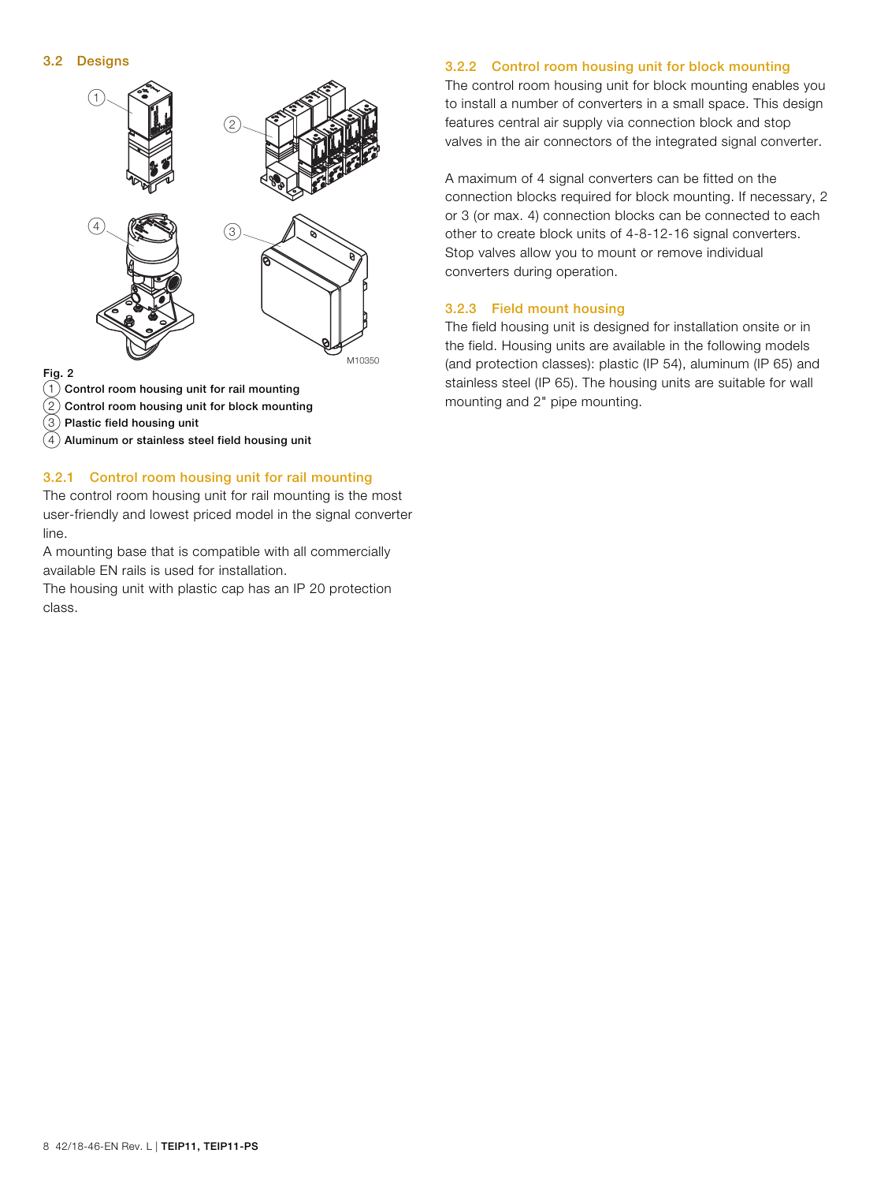## 3.2 Designs

M10350

**Fig. 2**

(1) **Control room housing unit for rail mounting**
(2) **Control room housing unit for block mounting**
(3) **Plastic field housing unit**
(4) **Aluminum or stainless steel field housing unit**

### 3.2.1 Control room housing unit for rail mounting

The control room housing unit for rail mounting is the most user-friendly and lowest priced model in the signal converter line.
A mounting base that is compatible with all commercially available EN rails is used for installation.
The housing unit with plastic cap has an IP 20 protection class.

### 3.2.2 Control room housing unit for block mounting

The control room housing unit for block mounting enables you to install a number of converters in a small space. This design features central air supply via connection block and stop valves in the air connectors of the integrated signal converter.

A maximum of 4 signal converters can be fitted on the connection blocks required for block mounting. If necessary, 2 or 3 (or max. 4) connection blocks can be connected to each other to create block units of 4-8-12-16 signal converters. Stop valves allow you to mount or remove individual converters during operation.

### 3.2.3 Field mount housing

The field housing unit is designed for installation onsite or in the field. Housing units are available in the following models (and protection classes): plastic (IP 54), aluminum (IP 65) and stainless steel (IP 65). The housing units are suitable for wall mounting and 2" pipe mounting.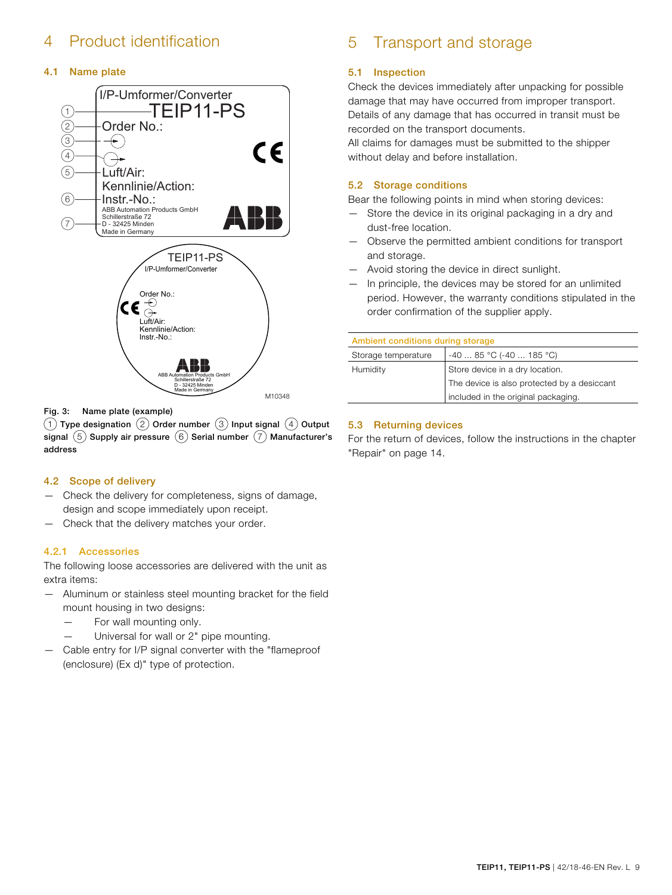# 4 Product identification

## 4.1 Name plate

Fig. 3: Name plate (example)

(1) Type designation (2) Order number (3) Input signal (4) Output signal (5) Supply air pressure (6) Serial number (7) Manufacturer's address

## 4.2 Scope of delivery

- Check the delivery for completeness, signs of damage, design and scope immediately upon receipt.
- Check that the delivery matches your order.

### 4.2.1 Accessories

The following loose accessories are delivered with the unit as extra items:

- Aluminum or stainless steel mounting bracket for the field mount housing in two designs:
  - For wall mounting only.
  - Universal for wall or 2" pipe mounting.
- Cable entry for I/P signal converter with the "flameproof (enclosure) (Ex d)" type of protection.

# 5 Transport and storage

## 5.1 Inspection

Check the devices immediately after unpacking for possible damage that may have occurred from improper transport.
Details of any damage that has occurred in transit must be recorded on the transport documents.
All claims for damages must be submitted to the shipper without delay and before installation.

## 5.2 Storage conditions

Bear the following points in mind when storing devices:

- Store the device in its original packaging in a dry and dust-free location.
- Observe the permitted ambient conditions for transport and storage.
- Avoid storing the device in direct sunlight.
- In principle, the devices may be stored for an unlimited period. However, the warranty conditions stipulated in the order confirmation of the supplier apply.

| Ambient conditions during storage | |
|---|---|
| Storage temperature | -40 ... 85 °C (-40 ... 185 °C) |
| Humidity | Store device in a dry location.<br>The device is also protected by a desiccant included in the original packaging. |

## 5.3 Returning devices

For the return of devices, follow the instructions in the chapter "Repair" on page 14.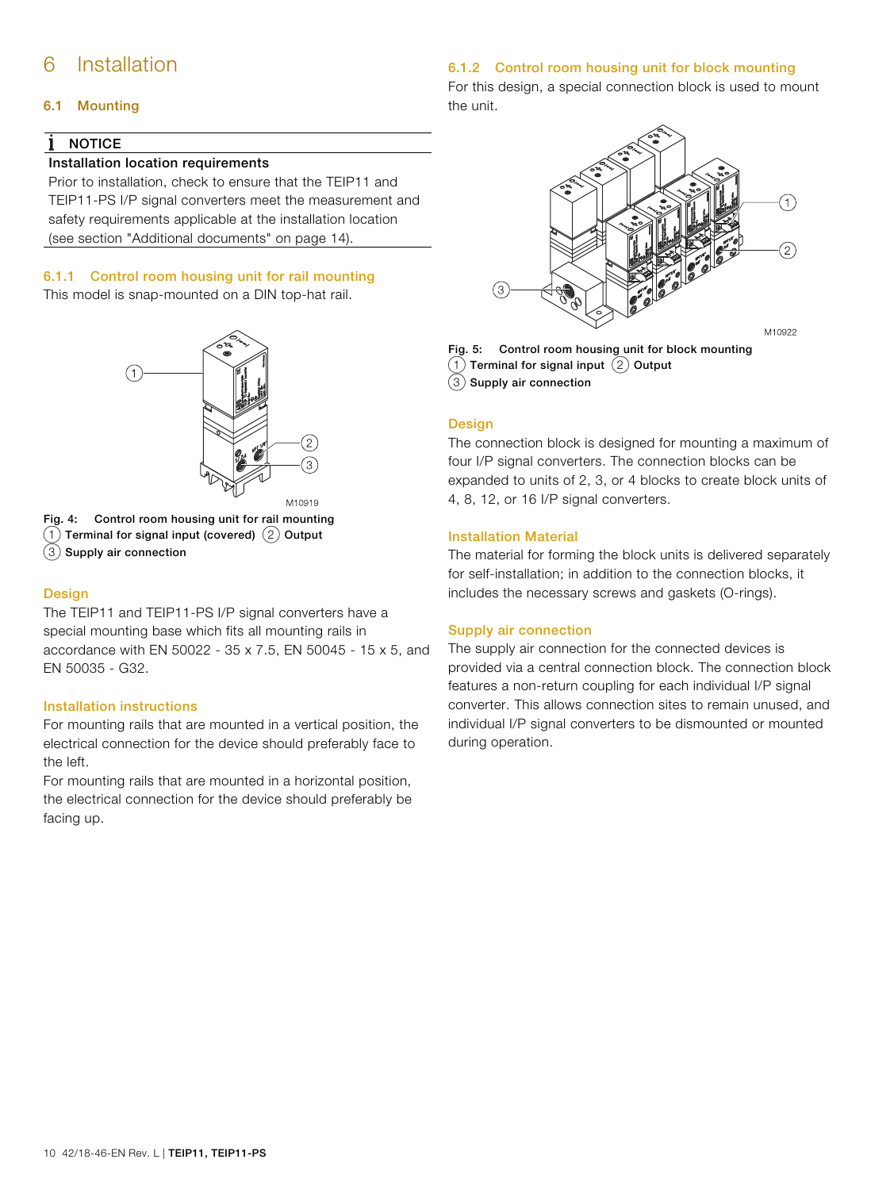# 6 Installation

## 6.1 Mounting

**NOTICE**

**Installation location requirements**

Prior to installation, check to ensure that the TEIP11 and TEIP11-PS I/P signal converters meet the measurement and safety requirements applicable at the installation location (see section "Additional documents" on page 14).

### 6.1.1 Control room housing unit for rail mounting

This model is snap-mounted on a DIN top-hat rail.

M10919

**Fig. 4: Control room housing unit for rail mounting**
**(1) Terminal for signal input (covered) (2) Output**
**(3) Supply air connection**

#### Design

The TEIP11 and TEIP11-PS I/P signal converters have a special mounting base which fits all mounting rails in accordance with EN 50022 - 35 x 7.5, EN 50045 - 15 x 5, and EN 50035 - G32.

#### Installation instructions

For mounting rails that are mounted in a vertical position, the electrical connection for the device should preferably face to the left.

For mounting rails that are mounted in a horizontal position, the electrical connection for the device should preferably be facing up.

### 6.1.2 Control room housing unit for block mounting

For this design, a special connection block is used to mount the unit.

M10922

**Fig. 5: Control room housing unit for block mounting**
**(1) Terminal for signal input (2) Output**
**(3) Supply air connection**

#### Design

The connection block is designed for mounting a maximum of four I/P signal converters. The connection blocks can be expanded to units of 2, 3, or 4 blocks to create block units of 4, 8, 12, or 16 I/P signal converters.

#### Installation Material

The material for forming the block units is delivered separately for self-installation; in addition to the connection blocks, it includes the necessary screws and gaskets (O-rings).

#### Supply air connection

The supply air connection for the connected devices is provided via a central connection block. The connection block features a non-return coupling for each individual I/P signal converter. This allows connection sites to remain unused, and individual I/P signal converters to be dismounted or mounted during operation.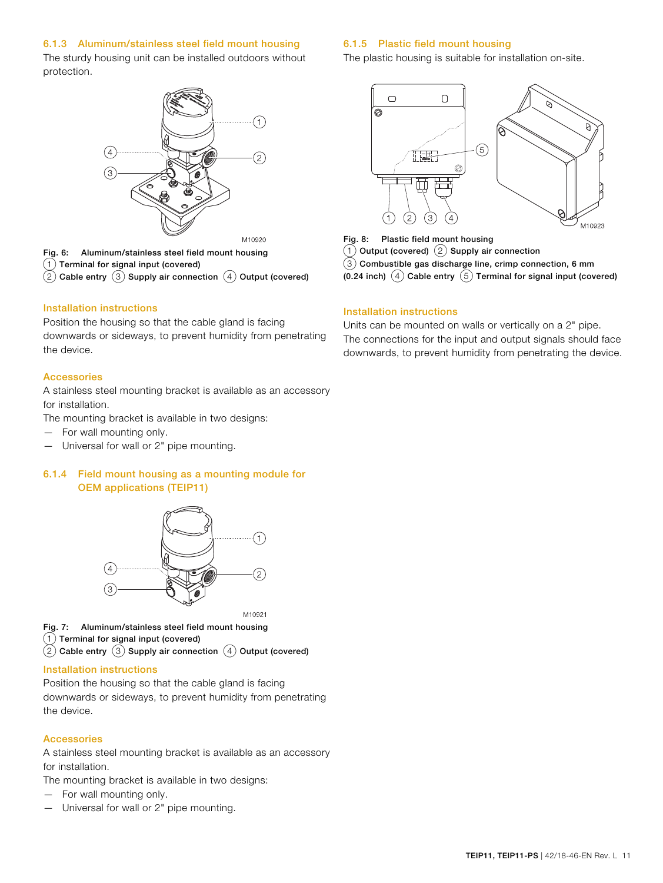### 6.1.3 Aluminum/stainless steel field mount housing

The sturdy housing unit can be installed outdoors without protection.

M10920

**Fig. 6: Aluminum/stainless steel field mount housing**
**(1) Terminal for signal input (covered)**
**(2) Cable entry (3) Supply air connection (4) Output (covered)**

#### Installation instructions

Position the housing so that the cable gland is facing downwards or sideways, to prevent humidity from penetrating the device.

#### Accessories

A stainless steel mounting bracket is available as an accessory for installation.

The mounting bracket is available in two designs:

- For wall mounting only.
- Universal for wall or 2" pipe mounting.

### 6.1.4 Field mount housing as a mounting module for OEM applications (TEIP11)

M10921

**Fig. 7: Aluminum/stainless steel field mount housing**
**(1) Terminal for signal input (covered)**
**(2) Cable entry (3) Supply air connection (4) Output (covered)**

#### Installation instructions

Position the housing so that the cable gland is facing downwards or sideways, to prevent humidity from penetrating the device.

#### Accessories

A stainless steel mounting bracket is available as an accessory for installation.

The mounting bracket is available in two designs:

- For wall mounting only.
- Universal for wall or 2" pipe mounting.

### 6.1.5 Plastic field mount housing

The plastic housing is suitable for installation on-site.

M10923

**Fig. 8: Plastic field mount housing**
**(1) Output (covered) (2) Supply air connection**
**(3) Combustible gas discharge line, crimp connection, 6 mm (0.24 inch) (4) Cable entry (5) Terminal for signal input (covered)**

#### Installation instructions

Units can be mounted on walls or vertically on a 2" pipe.
The connections for the input and output signals should face downwards, to prevent humidity from penetrating the device.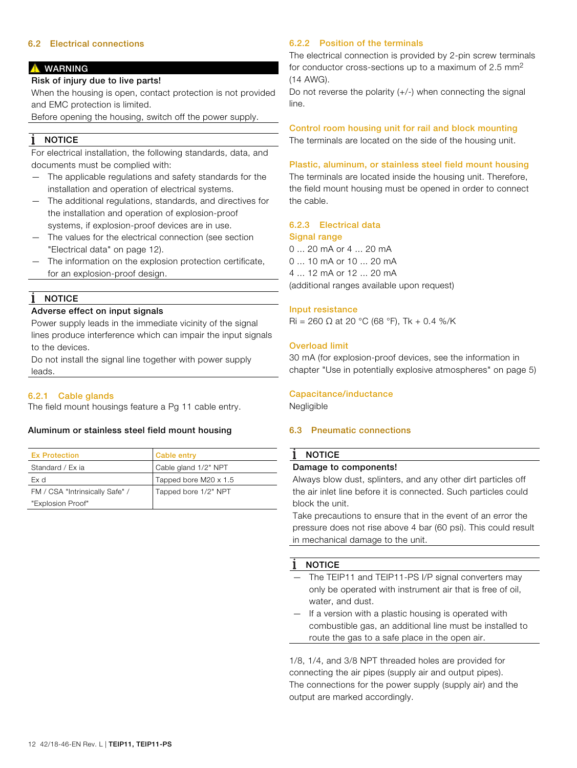## 6.2 Electrical connections

**⚠ WARNING**

**Risk of injury due to live parts!**

When the housing is open, contact protection is not provided and EMC protection is limited.

Before opening the housing, switch off the power supply.

**NOTICE**

For electrical installation, the following standards, data, and documents must be complied with:

- The applicable regulations and safety standards for the installation and operation of electrical systems.
- The additional regulations, standards, and directives for the installation and operation of explosion-proof systems, if explosion-proof devices are in use.
- The values for the electrical connection (see section "Electrical data" on page 12).
- The information on the explosion protection certificate, for an explosion-proof design.

**NOTICE**

**Adverse effect on input signals**

Power supply leads in the immediate vicinity of the signal lines produce interference which can impair the input signals to the devices.

Do not install the signal line together with power supply leads.

### 6.2.1 Cable glands

The field mount housings feature a Pg 11 cable entry.

**Aluminum or stainless steel field mount housing**

| Ex Protection | Cable entry |
|---|---|
| Standard / Ex ia | Cable gland 1/2" NPT |
| Ex d | Tapped bore M20 x 1.5 |
| FM / CSA "Intrinsically Safe" / "Explosion Proof" | Tapped bore 1/2" NPT |

### 6.2.2 Position of the terminals

The electrical connection is provided by 2-pin screw terminals for conductor cross-sections up to a maximum of 2.5 mm$^2$ (14 AWG).

Do not reverse the polarity (+/-) when connecting the signal line.

#### Control room housing unit for rail and block mounting

The terminals are located on the side of the housing unit.

#### Plastic, aluminum, or stainless steel field mount housing

The terminals are located inside the housing unit. Therefore, the field mount housing must be opened in order to connect the cable.

### 6.2.3 Electrical data

#### Signal range

0 ... 20 mA or 4 ... 20 mA
0 ... 10 mA or 10 ... 20 mA
4 ... 12 mA or 12 ... 20 mA
(additional ranges available upon request)

#### Input resistance

Ri = 260 Ω at 20 °C (68 °F), Tk + 0.4 %/K

#### Overload limit

30 mA (for explosion-proof devices, see the information in chapter "Use in potentially explosive atmospheres" on page 5)

#### Capacitance/inductance

Negligible

## 6.3 Pneumatic connections

**NOTICE**

**Damage to components!**

Always blow dust, splinters, and any other dirt particles off the air inlet line before it is connected. Such particles could block the unit.

Take precautions to ensure that in the event of an error the pressure does not rise above 4 bar (60 psi). This could result in mechanical damage to the unit.

**NOTICE**

- The TEIP11 and TEIP11-PS I/P signal converters may only be operated with instrument air that is free of oil, water, and dust.
- If a version with a plastic housing is operated with combustible gas, an additional line must be installed to route the gas to a safe place in the open air.

1/8, 1/4, and 3/8 NPT threaded holes are provided for connecting the air pipes (supply air and output pipes). The connections for the power supply (supply air) and the output are marked accordingly.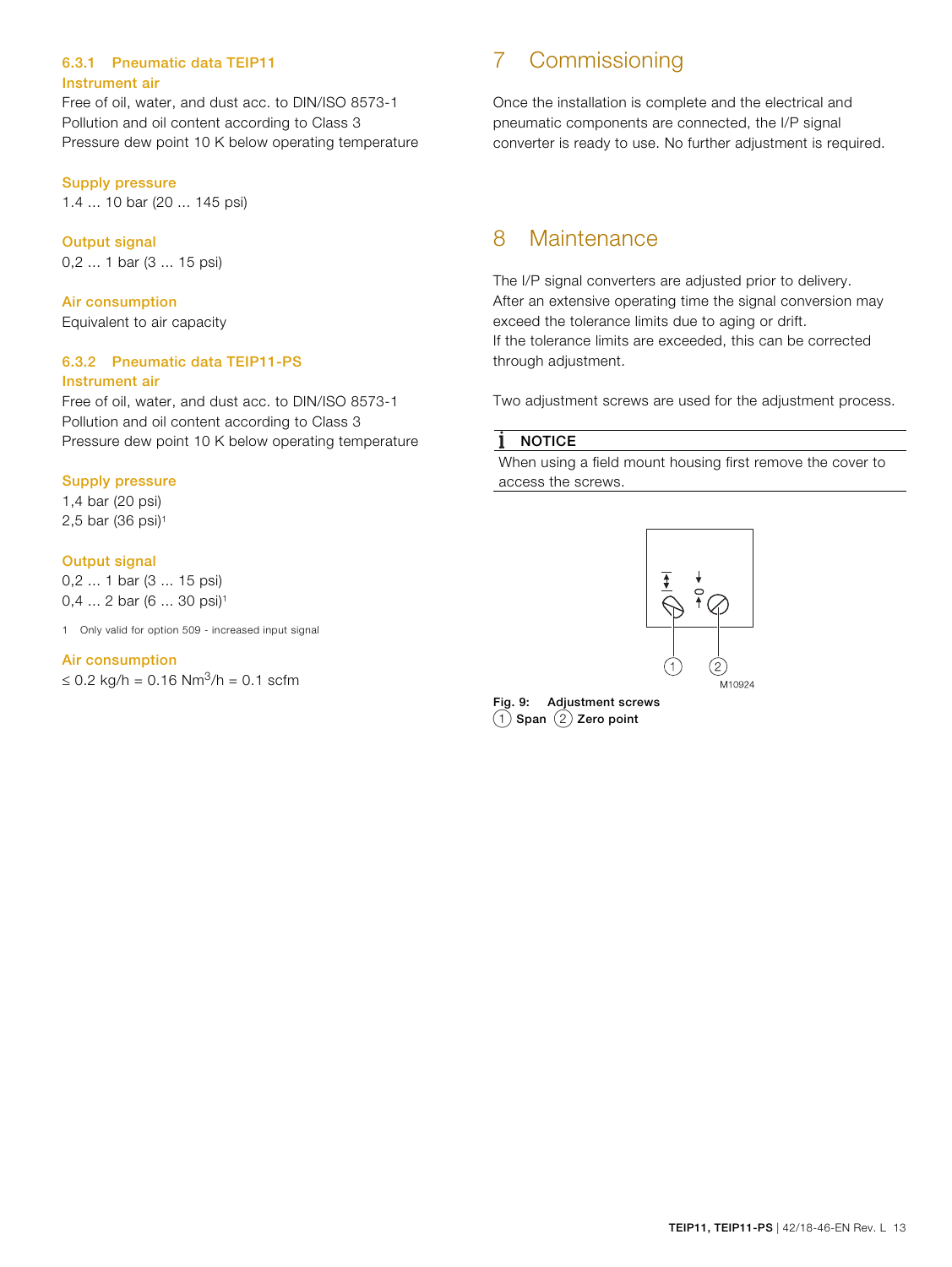### 6.3.1 Pneumatic data TEIP11

**Instrument air**

Free of oil, water, and dust acc. to DIN/ISO 8573-1
Pollution and oil content according to Class 3
Pressure dew point 10 K below operating temperature

**Supply pressure**

1.4 ... 10 bar (20 ... 145 psi)

**Output signal**

0,2 ... 1 bar (3 ... 15 psi)

**Air consumption**

Equivalent to air capacity

### 6.3.2 Pneumatic data TEIP11-PS

**Instrument air**

Free of oil, water, and dust acc. to DIN/ISO 8573-1
Pollution and oil content according to Class 3
Pressure dew point 10 K below operating temperature

**Supply pressure**

1,4 bar (20 psi)
2,5 bar (36 psi)[1]

**Output signal**

0,2 ... 1 bar (3 ... 15 psi)
0,4 ... 2 bar (6 ... 30 psi)[1]

1 Only valid for option 509 - increased input signal

**Air consumption**

≤ 0.2 kg/h = 0.16 Nm$^3$/h = 0.1 scfm

# 7 Commissioning

Once the installation is complete and the electrical and pneumatic components are connected, the I/P signal converter is ready to use. No further adjustment is required.

# 8 Maintenance

The I/P signal converters are adjusted prior to delivery. After an extensive operating time the signal conversion may exceed the tolerance limits due to aging or drift.
If the tolerance limits are exceeded, this can be corrected through adjustment.

Two adjustment screws are used for the adjustment process.

**NOTICE**
When using a field mount housing first remove the cover to access the screws.

M10924

**Fig. 9: Adjustment screws**
**(1) Span (2) Zero point**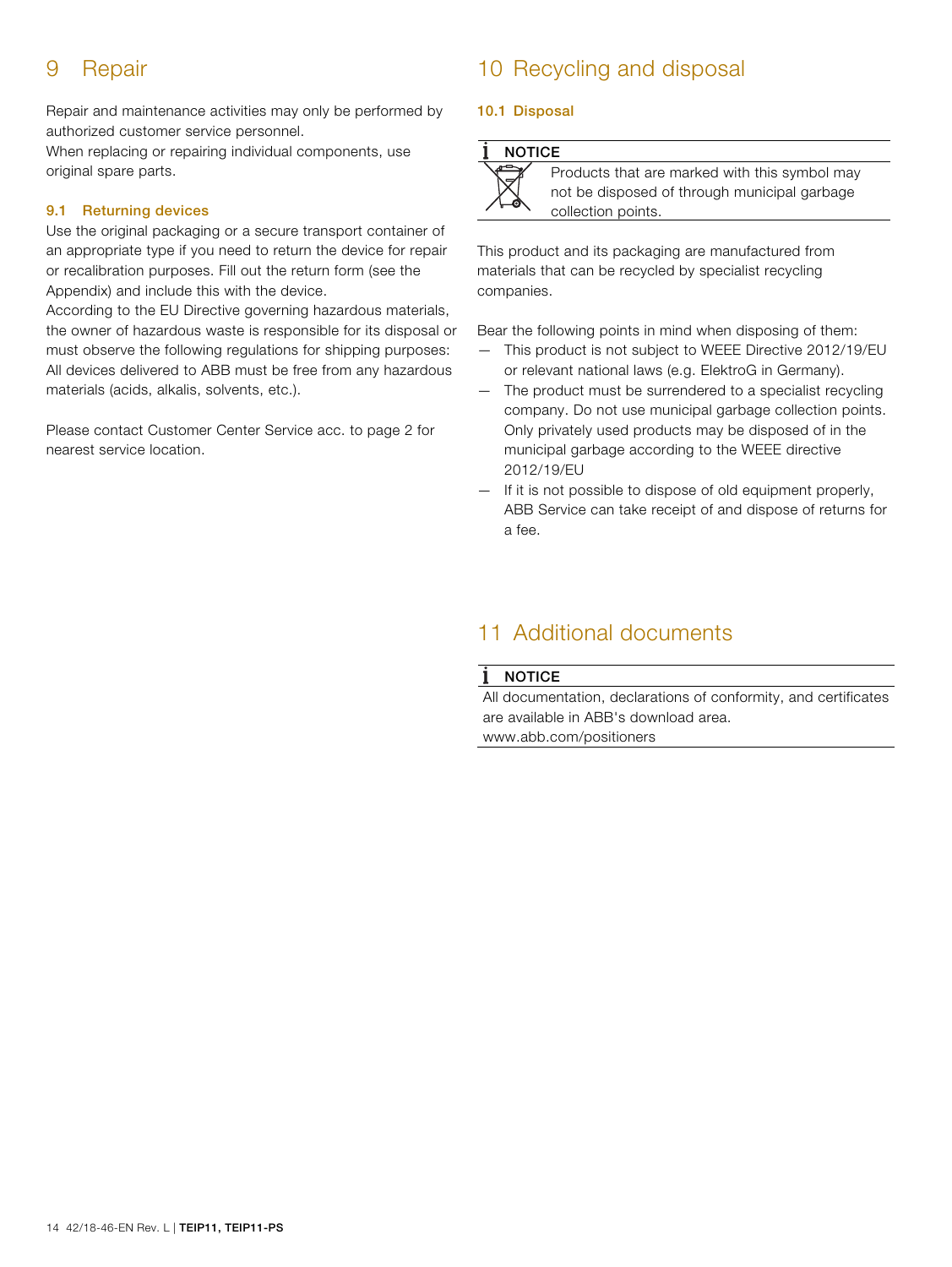# 9 Repair

Repair and maintenance activities may only be performed by authorized customer service personnel.
When replacing or repairing individual components, use original spare parts.

### 9.1 Returning devices

Use the original packaging or a secure transport container of an appropriate type if you need to return the device for repair or recalibration purposes. Fill out the return form (see the Appendix) and include this with the device.
According to the EU Directive governing hazardous materials, the owner of hazardous waste is responsible for its disposal or must observe the following regulations for shipping purposes: All devices delivered to ABB must be free from any hazardous materials (acids, alkalis, solvents, etc.).

Please contact Customer Center Service acc. to page 2 for nearest service location.

# 10 Recycling and disposal

### 10.1 Disposal

**NOTICE**

Products that are marked with this symbol may not be disposed of through municipal garbage collection points.

This product and its packaging are manufactured from materials that can be recycled by specialist recycling companies.

Bear the following points in mind when disposing of them:

- This product is not subject to WEEE Directive 2012/19/EU or relevant national laws (e.g. ElektroG in Germany).
- The product must be surrendered to a specialist recycling company. Do not use municipal garbage collection points. Only privately used products may be disposed of in the municipal garbage according to the WEEE directive 2012/19/EU
- If it is not possible to dispose of old equipment properly, ABB Service can take receipt of and dispose of returns for a fee.

# 11 Additional documents

**NOTICE**

All documentation, declarations of conformity, and certificates are available in ABB's download area.
www.abb.com/positioners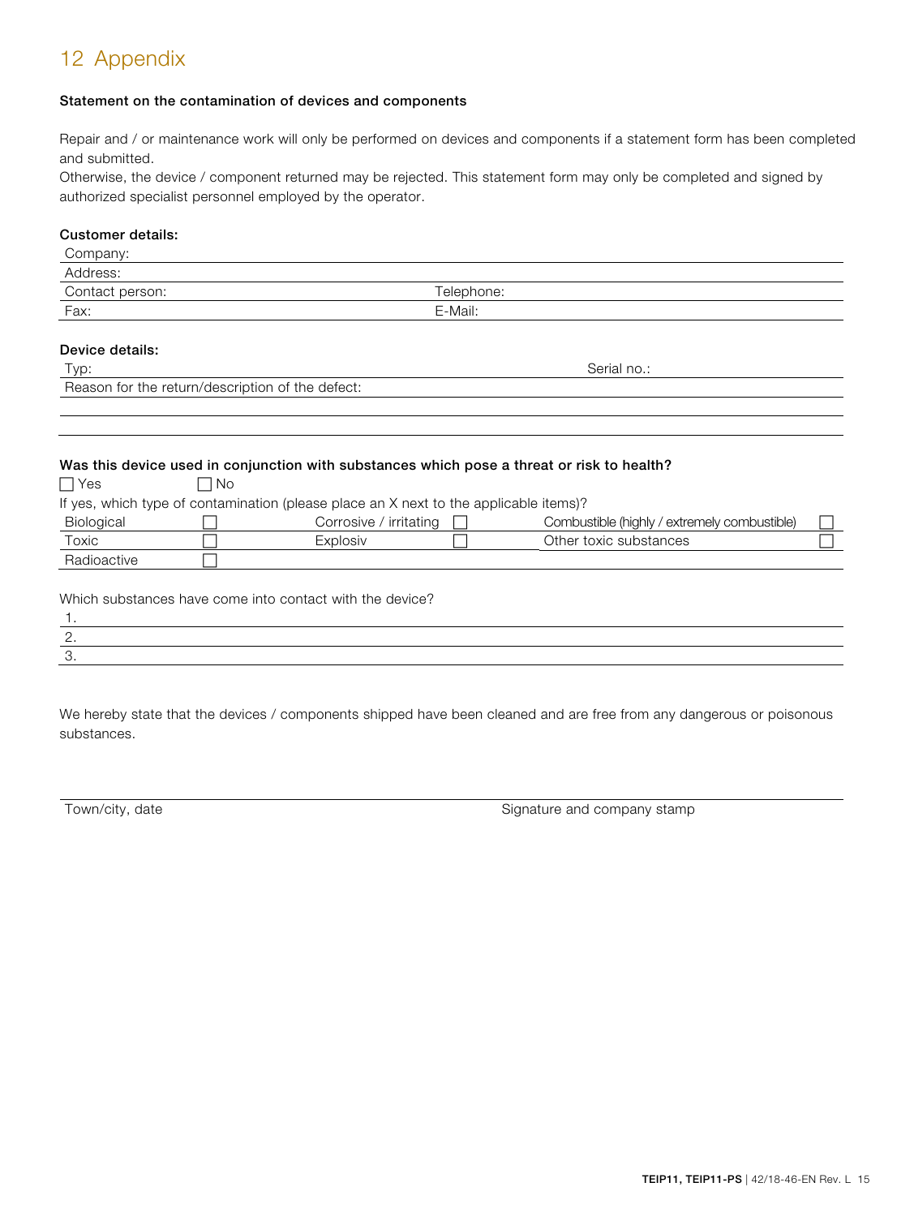# 12 Appendix

**Statement on the contamination of devices and components**

Repair and / or maintenance work will only be performed on devices and components if a statement form has been completed and submitted.
Otherwise, the device / component returned may be rejected. This statement form may only be completed and signed by authorized specialist personnel employed by the operator.

**Customer details:**

| Company: | |
|---|---|
| Address: | |
| Contact person: | Telephone: |
| Fax: | E-Mail: |

**Device details:**

| Typ: | Serial no.: |
|---|---|
| Reason for the return/description of the defect: | |
| | |
| | |

**Was this device used in conjunction with substances which pose a threat or risk to health?**

☐ Yes ☐ No

If yes, which type of contamination (please place an X next to the applicable items)?

| Biological | ☐ | Corrosive / irritating | ☐ | Combustible (highly / extremely combustible) | ☐ |
|---|---|---|---|---|---|
| Toxic | ☐ | Explosiv | ☐ | Other toxic substances | ☐ |
| Radioactive | ☐ | | | | |

Which substances have come into contact with the device?

1.
2.
3.

We hereby state that the devices / components shipped have been cleaned and are free from any dangerous or poisonous substances.

Town/city, date Signature and company stamp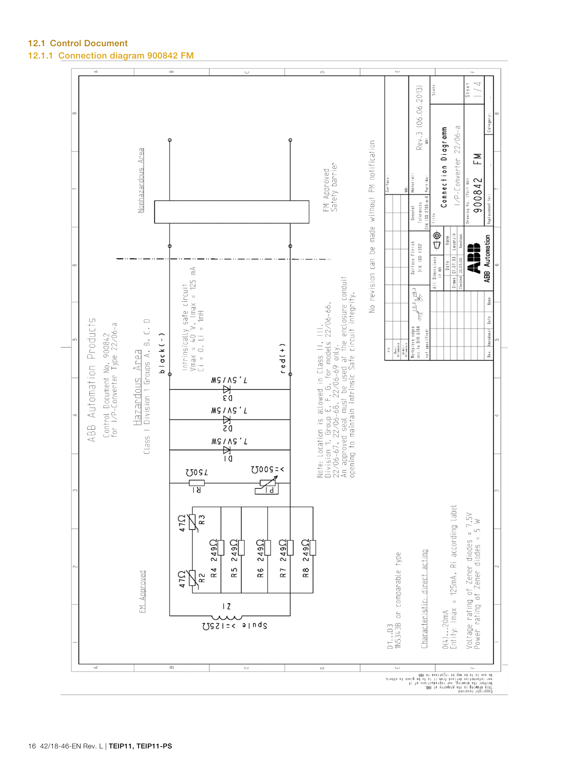## 12.1 Control Document

### 12.1.1 Connection diagram 900842 FM

ABB Automation Products

Control Document No. 900842
for I/P-Converter Type 22/06-a

Hazardous Area
Class I Division 1 Groups A, B, C, D

Nonhazardous Area

FM Approved
Safety barrier

black (-)

red (+)

Intrinsically safe circuit
Vmax = 40 V, Imax = 125 mA
Ci = 0, Li = 1mH

Spule >=125Ω

Z1

47Ω R2

47Ω R3

R4 249Ω

R5 249Ω

R6 249Ω

R7 249Ω

R8 249Ω

R1 750Ω

P1 >=500Ω

D1 7,5V/5W

D2 7,5V/5W

D3 7,5V/5W

Note: Location is allowed in Class II, III,
Division 1, Group E, F, G, for models 22/06-66,
22/06-67, 22/06-68, 22/06-69 only.
An approved seal must be used at the enclosure conduit
opening to maintain intrinsic Safe circuit integrity.

No revision can be made without FM notification

FM Approved

D1...D3
1N5343B or comparable type

Characteristic: direct acting

0(4)...20mA
Entity: Imax = 125mA, Ri according label

Voltage rating of Zener diodes = 7,5V
Power rating of Zener diodes = 5 W

| | |
|---|---|
| Title | Connection Diagramm I/P-Converter 22/06-a |
| Drawing No. (Part No.) | 900842 FM |
| Drawn | 07.07.93 Laszlik |
| Checked | 03.03.00 Reubhus |
| Revision | Rev.3 (06.06.2013) |
| Sheet | 1/4 |
| General Tolerances | DIN ISO 2768-m-K |
| Surface Finish | DIN ISO 1302 |
| Workpiece edges | acc. to DIN 6784 |
| All Dimensions | in mm |

ABB Automation

Copyright reserved
This drawing is the property of ABB.
Neither the drawing, nor reproductions of it
nor information derived from it is to be given to others,
nor used in any way to be injurious to ABB.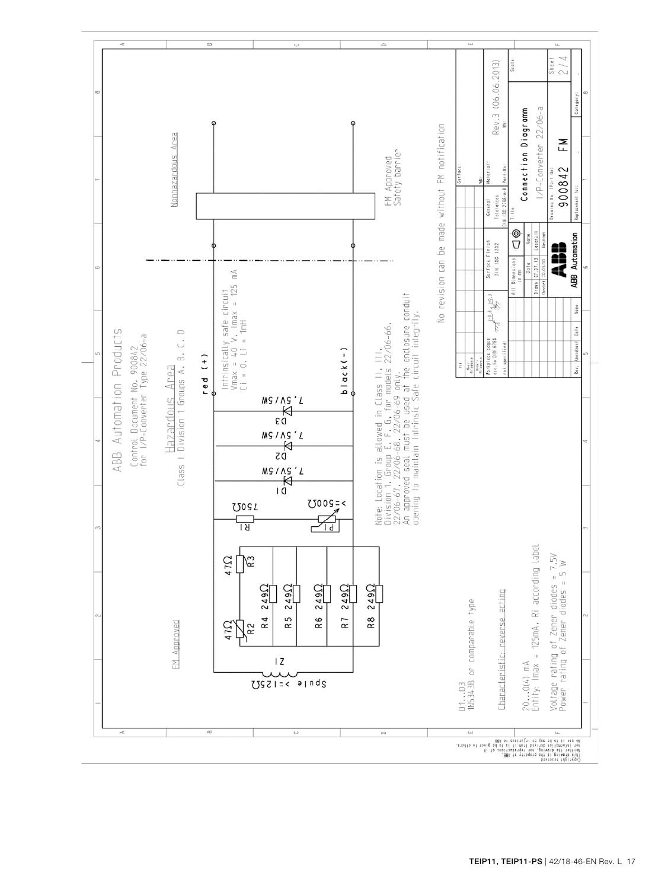# ABB Automation Products

Control Document No. 900842
for I/P-Converter Type 22/06-a

## Hazardous Area

Class I Division 1 Groups A, B, C, D

## Nonhazardous Area

FM Approved

Spule >=125Ω

Z1

R2 47Ω, R3 47Ω

R4 249Ω, R5 249Ω, R6 249Ω, R7 249Ω, R8 249Ω

R1 750Ω

P1 >=500Ω

D1 7,5V/5W, D2 7,5V/5W, D3 7,5V/5W

red (+)

black (-)

Intrinsically safe circuit
Vmax = 40 V, Imax = 125 mA
Ci = 0, Li = 1mH

FM Approved
Safety barrier

Note: Location is allowed in Class II, III.
Division 1, Group E, F, G, for models 22/06-66,
22/06-67, 22/06-68, 22/06-69 only.
An approved seal must be used at the enclosure conduit
opening to maintain Intrinsic Safe circuit integrity.

No revision can be made without FM notification

D1...D3
1N5343B or comparable type

Characteristic: reverse acting

20...0(4) mA
Entity: Imax = 125mA, Ri according label

Voltage rating of Zener diodes = 7,5V
Power rating of Zener diodes = 5 W

| Drawn | 07.07.13 | Lazarzik |
|---|---|---|
| Checked | 20.03.00 | Neuhaus |

ABB Automation

Title: Connection Diagramm
I/P-Converter 22/06-a

Drawing No. (Part No.): 900842 FM

Rev.3 (06.06.2013)

Sheet 2/4

Copyright reserved
This drawing is the property of ABB.
Neither the drawing, nor reproductions of it
nor information derived from it is to be given to others.
No use is to be made of it prejudicial to ABB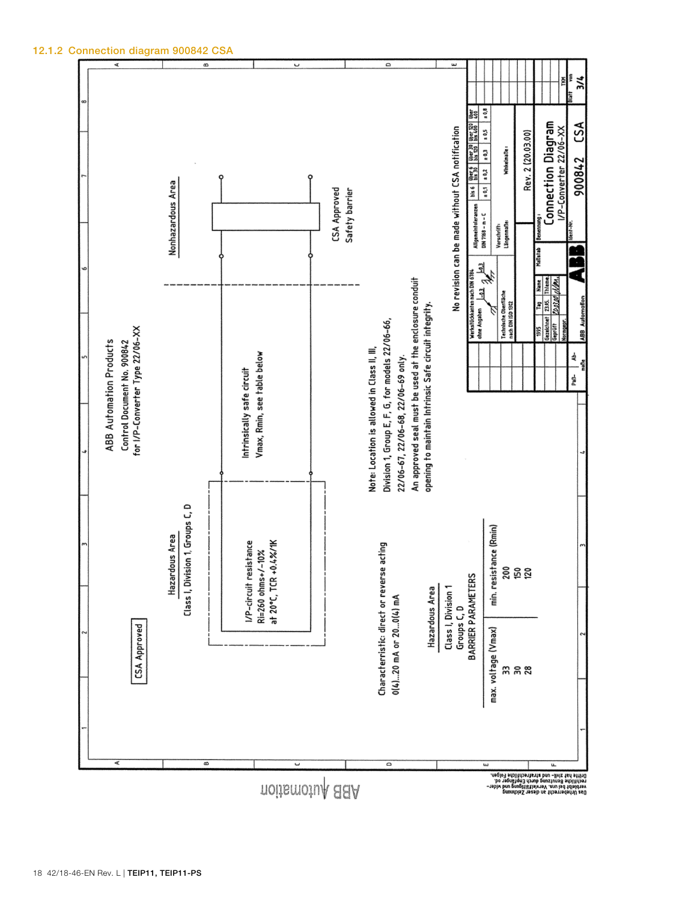### 12.1.2 Connection diagram 900842 CSA

CSA Approved

ABB Automation Products
Control Document No. 900842
for I/P-Converter Type 22/06-XX

Hazardous Area
Class I, Division 1, Groups C, D

Nonhazardous Area

I/P-circuit resistance
Ri=260 ohms+/-10%
at 20°C, TCR +0.4%/1K

Intrinsically safe circuit
Vmax, Rmin, see table below

CSA Approved
Safety barrier

Characteristic: direct or reverse acting
0(4)...20 mA or 20...0(4) mA

Note: Location is allowed in Class II, III, Division 1, Group E, F, G, for models 22/06-66, 22/06-67, 22/06-68, 22/06-69 only.
An approved seal must be used at the enclosure conduit opening to maintain Intrinsic Safe circuit integrity.

Hazardous Area
Class I, Division 1
Groups C, D
BARRIER PARAMETERS

| max. voltage (Vmax) | min. resistance (Rmin) |
|---|---|
| 33 | 200 |
| 30 | 150 |
| 28 | 120 |

No revision can be made without CSA notification

| Allgemeintoleranzen DIN 7168 – m – C | bis 6 | über 6 bis 30 | über 30 bis 120 | über 120 bis 400 | über 400 |
|---|---|---|---|---|---|
| | ± 0,1 | ± 0,2 | ± 0,3 | ± 0,5 | ± 0,8 |

Werkstückkanten nach DIN 6784 ohne Angaben
Technische Oberfläche nach DIN ISO 1302
Vorschrift: Längenmaße: Winkelmaße:

| 1995 | Tag | Name |
|---|---|---|
| Gezeichnet | 23.05. | Thieme |
| Geprüft | | |
| Normgepr. | | |

Rev. 2 (20.03.00)

Benennung: Connection Diagram I/P-Converter 22/06-XX

Ident-Nr. 90842 CSA

Blatt 3/4

ABB Automation

Das Urheberrecht an dieser Zeichnung verbleibt bei uns. Verletzung und widerrechtliche Benutzung durch Empfänger od. Dritte hat zivil- und strafrechtliche Folgen.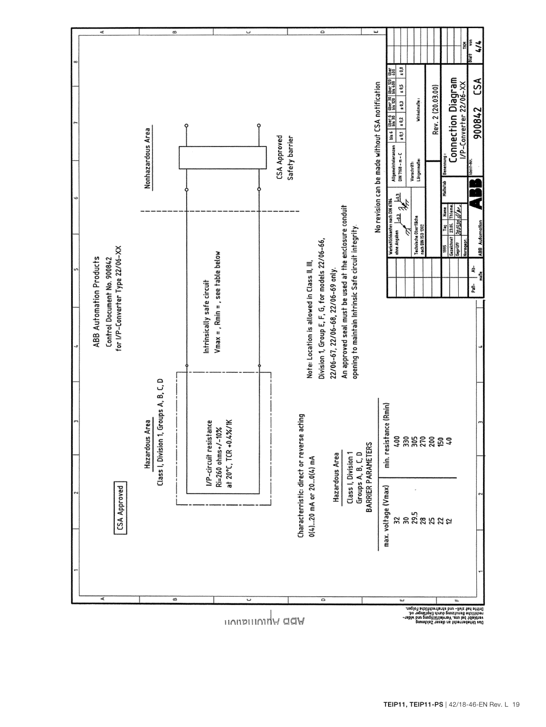CSA Approved

ABB Automation Products

Control Document No. 900842

for I/P-Converter Type 22/06-XX

Hazardous Area

Class I, Division 1, Groups A, B, C, D

Nonhazardous Area

I/P-circuit resistance

Ri=260 ohms+/-10%

at 20°C, TCR +0.4%/1K

Intrinsically safe circuit

Vmax = , Rmin = , see table below

CSA Approved

Safety barrier

Characteristic: direct or reverse acting

0(4)...20 mA or 20...0(4) mA

Hazardous Area

Class I, Division 1

Groups A, B, C, D

BARRIER PARAMETERS

| max. voltage (Vmax) | min. resistance (Rmin) |
|---|---|
| 32 | 400 |
| 30 | 330 |
| 29.5 | 305 |
| 28 | 270 |
| 25 | 200 |
| 22 | 150 |
| 12 | 40 |

Note: Location is allowed in Class II, III, Division 1, Group E, F, G, for models 22/06-66, 22/06-67, 22/06-68, 22/06-69 only.

An approved seal must be used at the enclosure conduit opening to maintain Intrinsic Safe circuit integrity.

No revision can be made without CSA notification

Das Urheberrecht an dieser Zeichnung verbleibt bei uns. Vervielfältigung und widerrechtliche Benutzung durch Empfänger od. Dritte hat zivil- und strafrechtliche Folgen.

ABB Automation

| Werkstückkanten nach DIN 6784 ohne Angaben | Allgemeintoleranzen DIN 7168 – m – C | bis 6 | über 6 bis 30 | über 30 bis 120 | über 120 bis 400 | über 400 |
|---|---|---|---|---|---|---|
| | | ± 0,1 | ± 0,2 | ± 0,3 | ± 0,5 | ± 0,8 |

Technische Oberfläche nach DIN ISO 1302

Vorschrift:

Längenmaße:

Winkelmaße:

| 1995 | Tag | Name |
|---|---|---|
| Gezeichnet | 23.05. | Thieme |
| Geprüft | 20.03.00 | |
| Normgepr. | | |

Paß-maße | Ab-maße | Maßstab

Benennung: Connection Diagram I/P-Converter 22/06-XX

Rev. 2 (20.03.00)

ABB Automation | ABB | Ident-Nr. 900842 CSA

Blatt 4 von 4 | TKM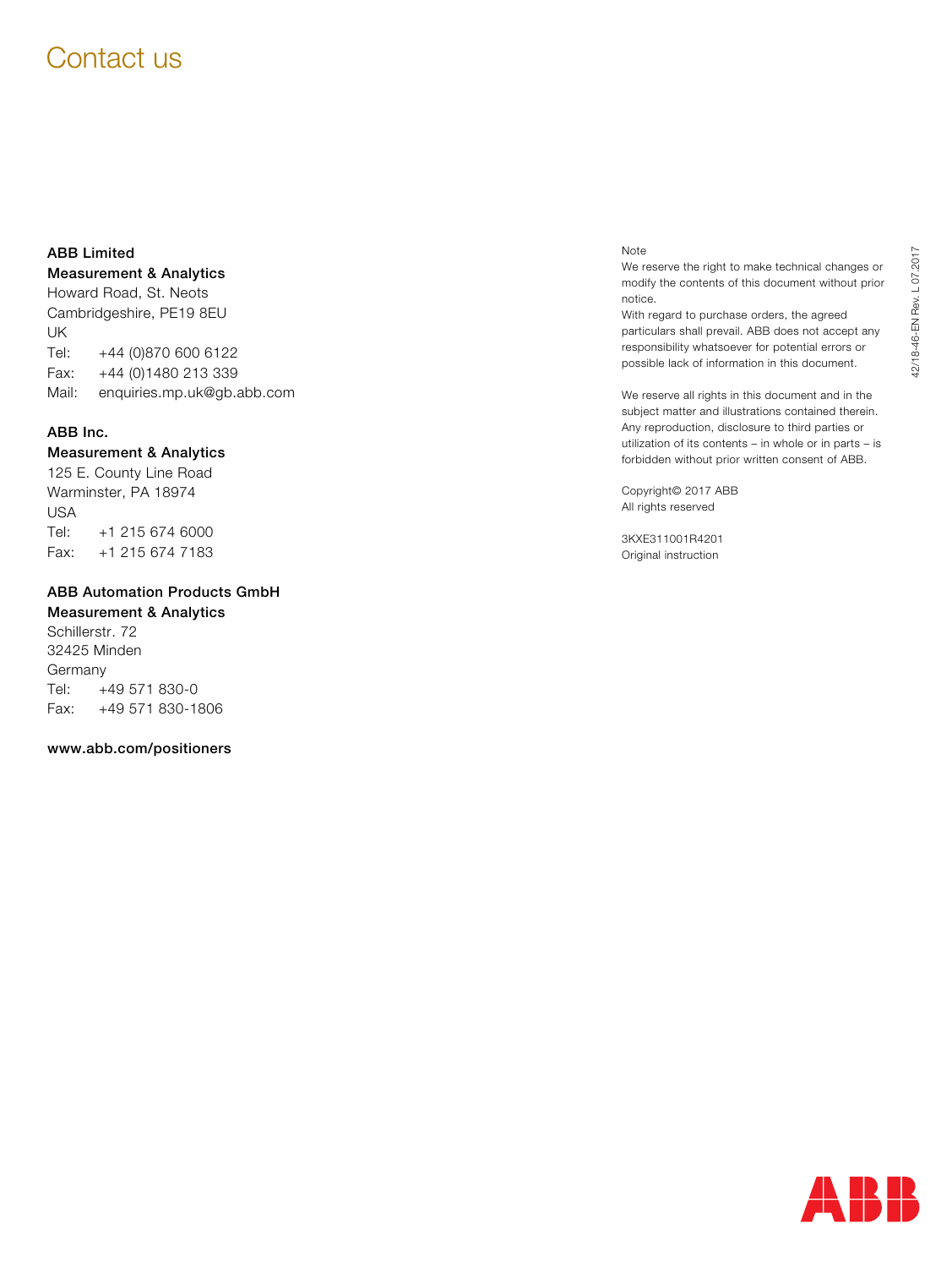# Contact us

**ABB Limited**
**Measurement & Analytics**
Howard Road, St. Neots
Cambridgeshire, PE19 8EU
UK
Tel: +44 (0)870 600 6122
Fax: +44 (0)1480 213 339
Mail: enquiries.mp.uk@gb.abb.com

**ABB Inc.**
**Measurement & Analytics**
125 E. County Line Road
Warminster, PA 18974
USA
Tel: +1 215 674 6000
Fax: +1 215 674 7183

**ABB Automation Products GmbH**
**Measurement & Analytics**
Schillerstr. 72
32425 Minden
Germany
Tel: +49 571 830-0
Fax: +49 571 830-1806

**www.abb.com/positioners**

Note
We reserve the right to make technical changes or modify the contents of this document without prior notice.
With regard to purchase orders, the agreed particulars shall prevail. ABB does not accept any responsibility whatsoever for potential errors or possible lack of information in this document.

We reserve all rights in this document and in the subject matter and illustrations contained therein. Any reproduction, disclosure to third parties or utilization of its contents – in whole or in parts – is forbidden without prior written consent of ABB.

Copyright© 2017 ABB
All rights reserved

3KXE311001R4201
Original instruction

42/18-46-EN Rev. L 07.2017